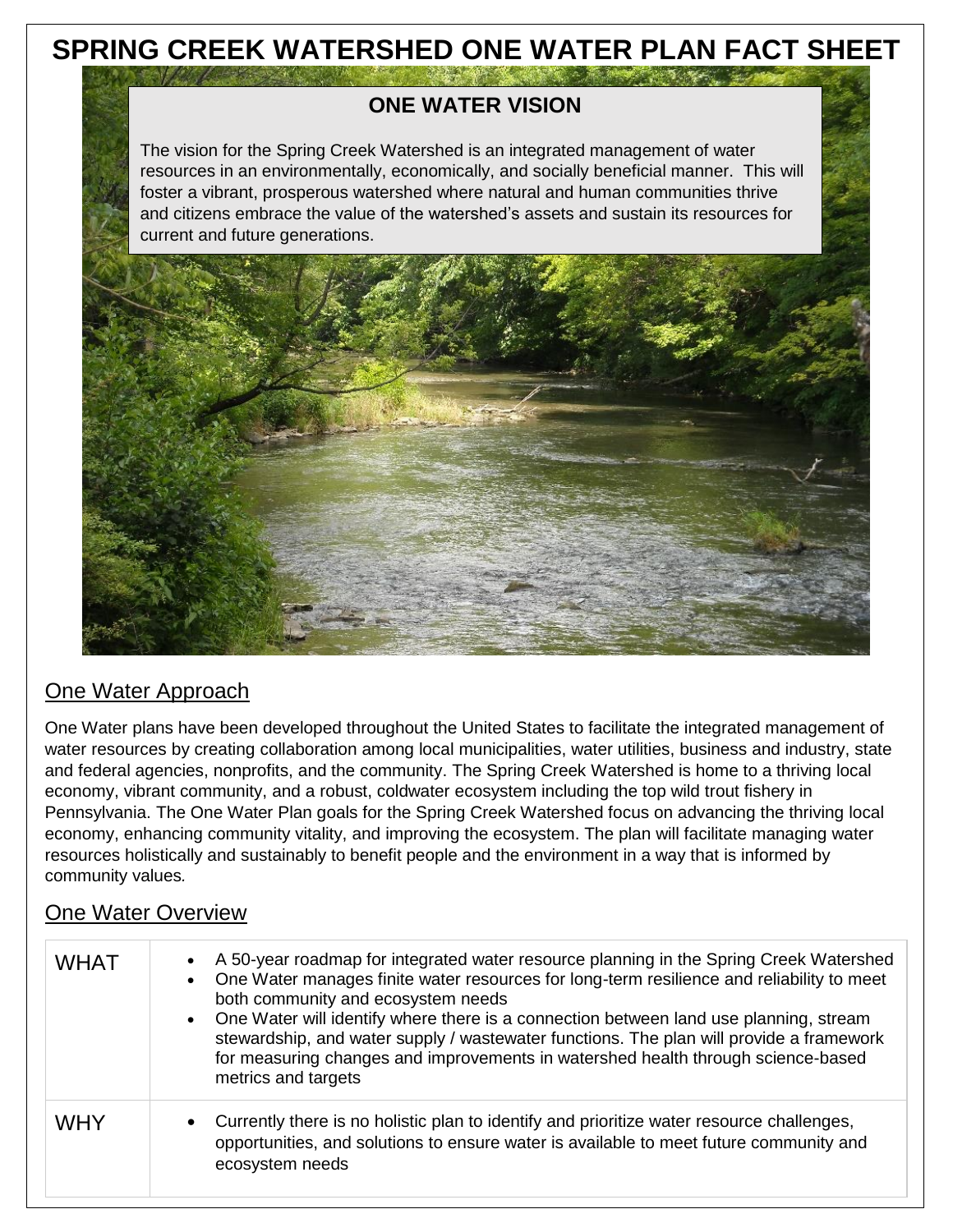# SPRING CREEK WATERSHED ONE WATER PLAN FACT SHEET

## ONE WATER VISION

The vision for the Spring Creek Watershed is an integrated management of water resources in an environmentally, economically, and socially beneficial manner. This will foster a vibrant, prosperous watershed where natural and human communities thrive and citizens embrace the value of the watershed's assets and sustain its resources for current and future generations.

## One Water Approach

One Water plans have been developed throughout the United States to facilitate the integrated management of water resources by creating collaboration among local municipalities, water utilities, business and industry, state and federal agencies, nonprofits, and the community. The Spring Creek Watershed is home to a thriving local economy, vibrant community, and a robust, coldwater ecosystem including the top wild trout fishery in Pennsylvania. The One Water Plan goals for the Spring Creek Watershed focus on advancing the thriving local economy, enhancing community vitality, and improving the ecosystem. The plan will facilitate managing water resources holistically and sustainably to benefit people and the environment in a way that is informed by community values.

## One Water Overview

| | |
|---|---|
| WHAT | • A 50-year roadmap for integrated water resource planning in the Spring Creek Watershed<br>• One Water manages finite water resources for long-term resilience and reliability to meet both community and ecosystem needs<br>• One Water will identify where there is a connection between land use planning, stream stewardship, and water supply / wastewater functions. The plan will provide a framework for measuring changes and improvements in watershed health through science-based metrics and targets |
| WHY | • Currently there is no holistic plan to identify and prioritize water resource challenges, opportunities, and solutions to ensure water is available to meet future community and ecosystem needs |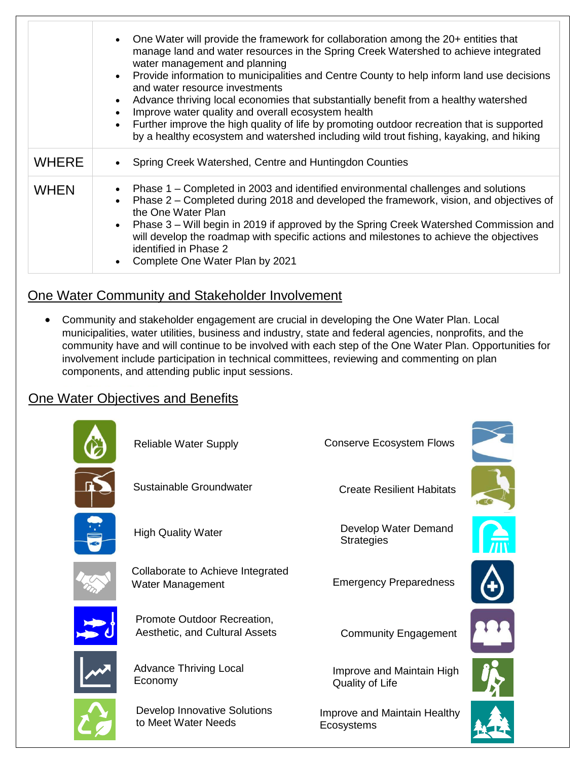| | |
|---|---|
| | • One Water will provide the framework for collaboration among the 20+ entities that manage land and water resources in the Spring Creek Watershed to achieve integrated water management and planning<br>• Provide information to municipalities and Centre County to help inform land use decisions and water resource investments<br>• Advance thriving local economies that substantially benefit from a healthy watershed<br>• Improve water quality and overall ecosystem health<br>• Further improve the high quality of life by promoting outdoor recreation that is supported by a healthy ecosystem and watershed including wild trout fishing, kayaking, and hiking |
| WHERE | • Spring Creek Watershed, Centre and Huntingdon Counties |
| WHEN | • Phase 1 – Completed in 2003 and identified environmental challenges and solutions<br>• Phase 2 – Completed during 2018 and developed the framework, vision, and objectives of the One Water Plan<br>• Phase 3 – Will begin in 2019 if approved by the Spring Creek Watershed Commission and will develop the roadmap with specific actions and milestones to achieve the objectives identified in Phase 2<br>• Complete One Water Plan by 2021 |

## One Water Community and Stakeholder Involvement

- Community and stakeholder engagement are crucial in developing the One Water Plan. Local municipalities, water utilities, business and industry, state and federal agencies, nonprofits, and the community have and will continue to be involved with each step of the One Water Plan. Opportunities for involvement include participation in technical committees, reviewing and commenting on plan components, and attending public input sessions.

## One Water Objectives and Benefits

Reliable Water Supply

Sustainable Groundwater

High Quality Water

Collaborate to Achieve Integrated Water Management

Promote Outdoor Recreation, Aesthetic, and Cultural Assets

Advance Thriving Local Economy

Develop Innovative Solutions to Meet Water Needs

Conserve Ecosystem Flows

Create Resilient Habitats

Develop Water Demand Strategies

Emergency Preparedness

Community Engagement

Improve and Maintain High Quality of Life

Improve and Maintain Healthy Ecosystems